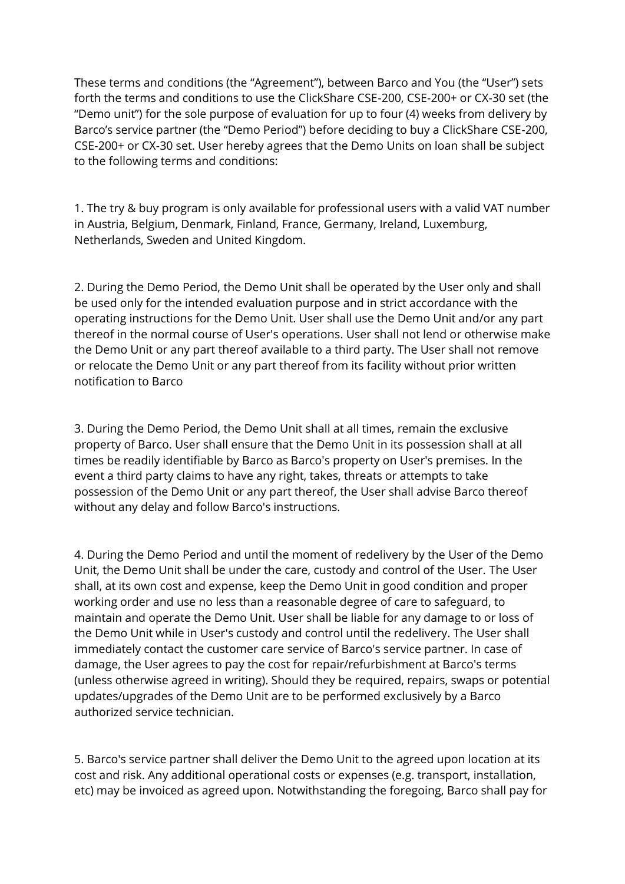These terms and conditions (the “Agreement”), between Barco and You (the “User”) sets forth the terms and conditions to use the ClickShare CSE-200, CSE-200+ or CX-30 set (the “Demo unit”) for the sole purpose of evaluation for up to four (4) weeks from delivery by Barco’s service partner (the “Demo Period”) before deciding to buy a ClickShare CSE-200, CSE-200+ or CX-30 set. User hereby agrees that the Demo Units on loan shall be subject to the following terms and conditions:

1. The try & buy program is only available for professional users with a valid VAT number in Austria, Belgium, Denmark, Finland, France, Germany, Ireland, Luxemburg, Netherlands, Sweden and United Kingdom.

2. During the Demo Period, the Demo Unit shall be operated by the User only and shall be used only for the intended evaluation purpose and in strict accordance with the operating instructions for the Demo Unit. User shall use the Demo Unit and/or any part thereof in the normal course of User's operations. User shall not lend or otherwise make the Demo Unit or any part thereof available to a third party. The User shall not remove or relocate the Demo Unit or any part thereof from its facility without prior written notification to Barco

3. During the Demo Period, the Demo Unit shall at all times, remain the exclusive property of Barco. User shall ensure that the Demo Unit in its possession shall at all times be readily identifiable by Barco as Barco's property on User's premises. In the event a third party claims to have any right, takes, threats or attempts to take possession of the Demo Unit or any part thereof, the User shall advise Barco thereof without any delay and follow Barco's instructions.

4. During the Demo Period and until the moment of redelivery by the User of the Demo Unit, the Demo Unit shall be under the care, custody and control of the User. The User shall, at its own cost and expense, keep the Demo Unit in good condition and proper working order and use no less than a reasonable degree of care to safeguard, to maintain and operate the Demo Unit. User shall be liable for any damage to or loss of the Demo Unit while in User's custody and control until the redelivery. The User shall immediately contact the customer care service of Barco's service partner. In case of damage, the User agrees to pay the cost for repair/refurbishment at Barco's terms (unless otherwise agreed in writing). Should they be required, repairs, swaps or potential updates/upgrades of the Demo Unit are to be performed exclusively by a Barco authorized service technician.

5. Barco's service partner shall deliver the Demo Unit to the agreed upon location at its cost and risk. Any additional operational costs or expenses (e.g. transport, installation, etc) may be invoiced as agreed upon. Notwithstanding the foregoing, Barco shall pay for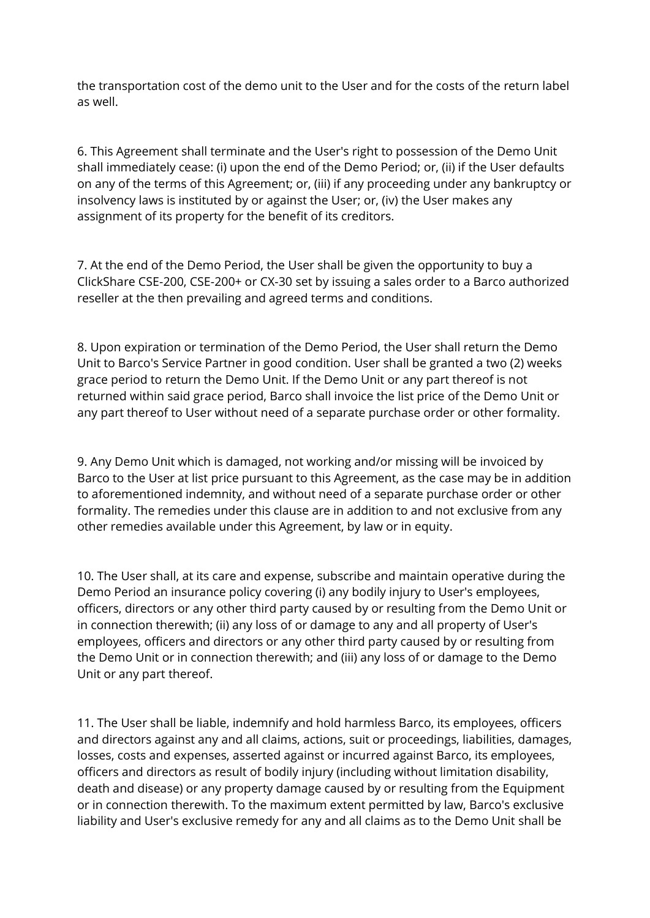the transportation cost of the demo unit to the User and for the costs of the return label as well.

6. This Agreement shall terminate and the User's right to possession of the Demo Unit shall immediately cease: (i) upon the end of the Demo Period; or, (ii) if the User defaults on any of the terms of this Agreement; or, (iii) if any proceeding under any bankruptcy or insolvency laws is instituted by or against the User; or, (iv) the User makes any assignment of its property for the benefit of its creditors.

7. At the end of the Demo Period, the User shall be given the opportunity to buy a ClickShare CSE-200, CSE-200+ or CX-30 set by issuing a sales order to a Barco authorized reseller at the then prevailing and agreed terms and conditions.

8. Upon expiration or termination of the Demo Period, the User shall return the Demo Unit to Barco's Service Partner in good condition. User shall be granted a two (2) weeks grace period to return the Demo Unit. If the Demo Unit or any part thereof is not returned within said grace period, Barco shall invoice the list price of the Demo Unit or any part thereof to User without need of a separate purchase order or other formality.

9. Any Demo Unit which is damaged, not working and/or missing will be invoiced by Barco to the User at list price pursuant to this Agreement, as the case may be in addition to aforementioned indemnity, and without need of a separate purchase order or other formality. The remedies under this clause are in addition to and not exclusive from any other remedies available under this Agreement, by law or in equity.

10. The User shall, at its care and expense, subscribe and maintain operative during the Demo Period an insurance policy covering (i) any bodily injury to User's employees, officers, directors or any other third party caused by or resulting from the Demo Unit or in connection therewith; (ii) any loss of or damage to any and all property of User's employees, officers and directors or any other third party caused by or resulting from the Demo Unit or in connection therewith; and (iii) any loss of or damage to the Demo Unit or any part thereof.

11. The User shall be liable, indemnify and hold harmless Barco, its employees, officers and directors against any and all claims, actions, suit or proceedings, liabilities, damages, losses, costs and expenses, asserted against or incurred against Barco, its employees, officers and directors as result of bodily injury (including without limitation disability, death and disease) or any property damage caused by or resulting from the Equipment or in connection therewith. To the maximum extent permitted by law, Barco's exclusive liability and User's exclusive remedy for any and all claims as to the Demo Unit shall be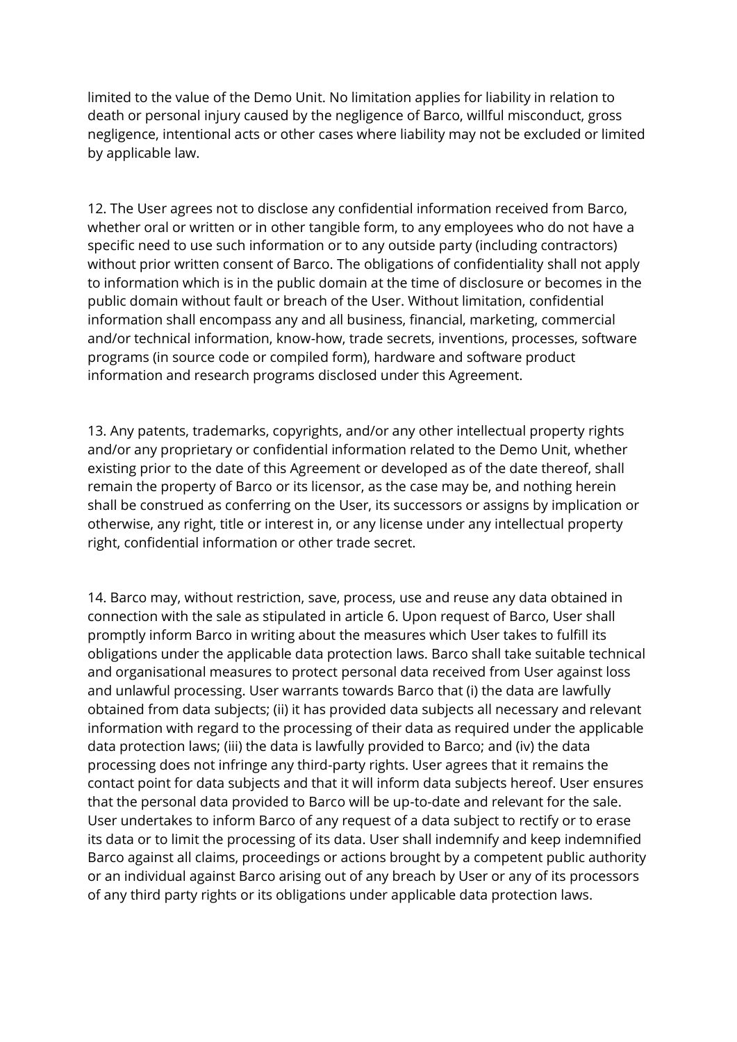limited to the value of the Demo Unit. No limitation applies for liability in relation to death or personal injury caused by the negligence of Barco, willful misconduct, gross negligence, intentional acts or other cases where liability may not be excluded or limited by applicable law.

12. The User agrees not to disclose any confidential information received from Barco, whether oral or written or in other tangible form, to any employees who do not have a specific need to use such information or to any outside party (including contractors) without prior written consent of Barco. The obligations of confidentiality shall not apply to information which is in the public domain at the time of disclosure or becomes in the public domain without fault or breach of the User. Without limitation, confidential information shall encompass any and all business, financial, marketing, commercial and/or technical information, know-how, trade secrets, inventions, processes, software programs (in source code or compiled form), hardware and software product information and research programs disclosed under this Agreement.

13. Any patents, trademarks, copyrights, and/or any other intellectual property rights and/or any proprietary or confidential information related to the Demo Unit, whether existing prior to the date of this Agreement or developed as of the date thereof, shall remain the property of Barco or its licensor, as the case may be, and nothing herein shall be construed as conferring on the User, its successors or assigns by implication or otherwise, any right, title or interest in, or any license under any intellectual property right, confidential information or other trade secret.

14. Barco may, without restriction, save, process, use and reuse any data obtained in connection with the sale as stipulated in article 6. Upon request of Barco, User shall promptly inform Barco in writing about the measures which User takes to fulfill its obligations under the applicable data protection laws. Barco shall take suitable technical and organisational measures to protect personal data received from User against loss and unlawful processing. User warrants towards Barco that (i) the data are lawfully obtained from data subjects; (ii) it has provided data subjects all necessary and relevant information with regard to the processing of their data as required under the applicable data protection laws; (iii) the data is lawfully provided to Barco; and (iv) the data processing does not infringe any third-party rights. User agrees that it remains the contact point for data subjects and that it will inform data subjects hereof. User ensures that the personal data provided to Barco will be up-to-date and relevant for the sale. User undertakes to inform Barco of any request of a data subject to rectify or to erase its data or to limit the processing of its data. User shall indemnify and keep indemnified Barco against all claims, proceedings or actions brought by a competent public authority or an individual against Barco arising out of any breach by User or any of its processors of any third party rights or its obligations under applicable data protection laws.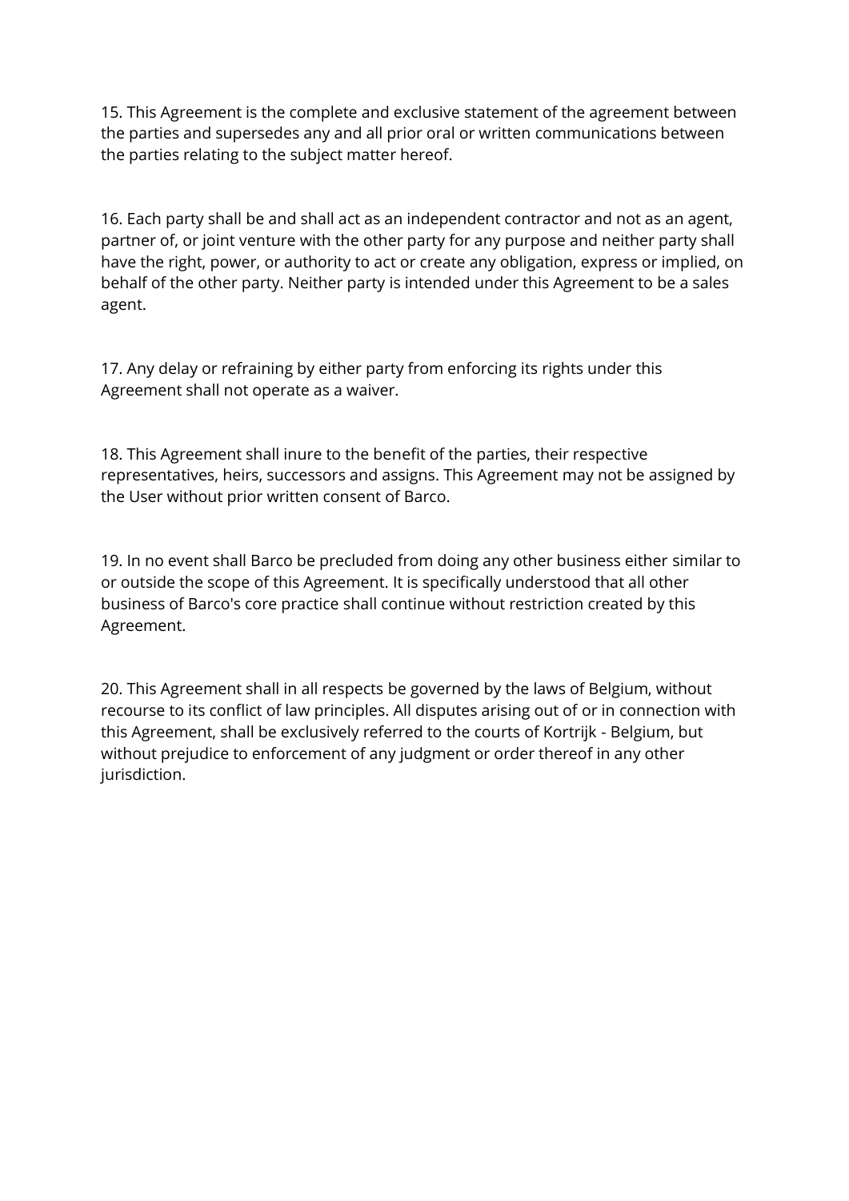15. This Agreement is the complete and exclusive statement of the agreement between the parties and supersedes any and all prior oral or written communications between the parties relating to the subject matter hereof.

16. Each party shall be and shall act as an independent contractor and not as an agent, partner of, or joint venture with the other party for any purpose and neither party shall have the right, power, or authority to act or create any obligation, express or implied, on behalf of the other party. Neither party is intended under this Agreement to be a sales agent.

17. Any delay or refraining by either party from enforcing its rights under this Agreement shall not operate as a waiver.

18. This Agreement shall inure to the benefit of the parties, their respective representatives, heirs, successors and assigns. This Agreement may not be assigned by the User without prior written consent of Barco.

19. In no event shall Barco be precluded from doing any other business either similar to or outside the scope of this Agreement. It is specifically understood that all other business of Barco's core practice shall continue without restriction created by this Agreement.

20. This Agreement shall in all respects be governed by the laws of Belgium, without recourse to its conflict of law principles. All disputes arising out of or in connection with this Agreement, shall be exclusively referred to the courts of Kortrijk - Belgium, but without prejudice to enforcement of any judgment or order thereof in any other jurisdiction.